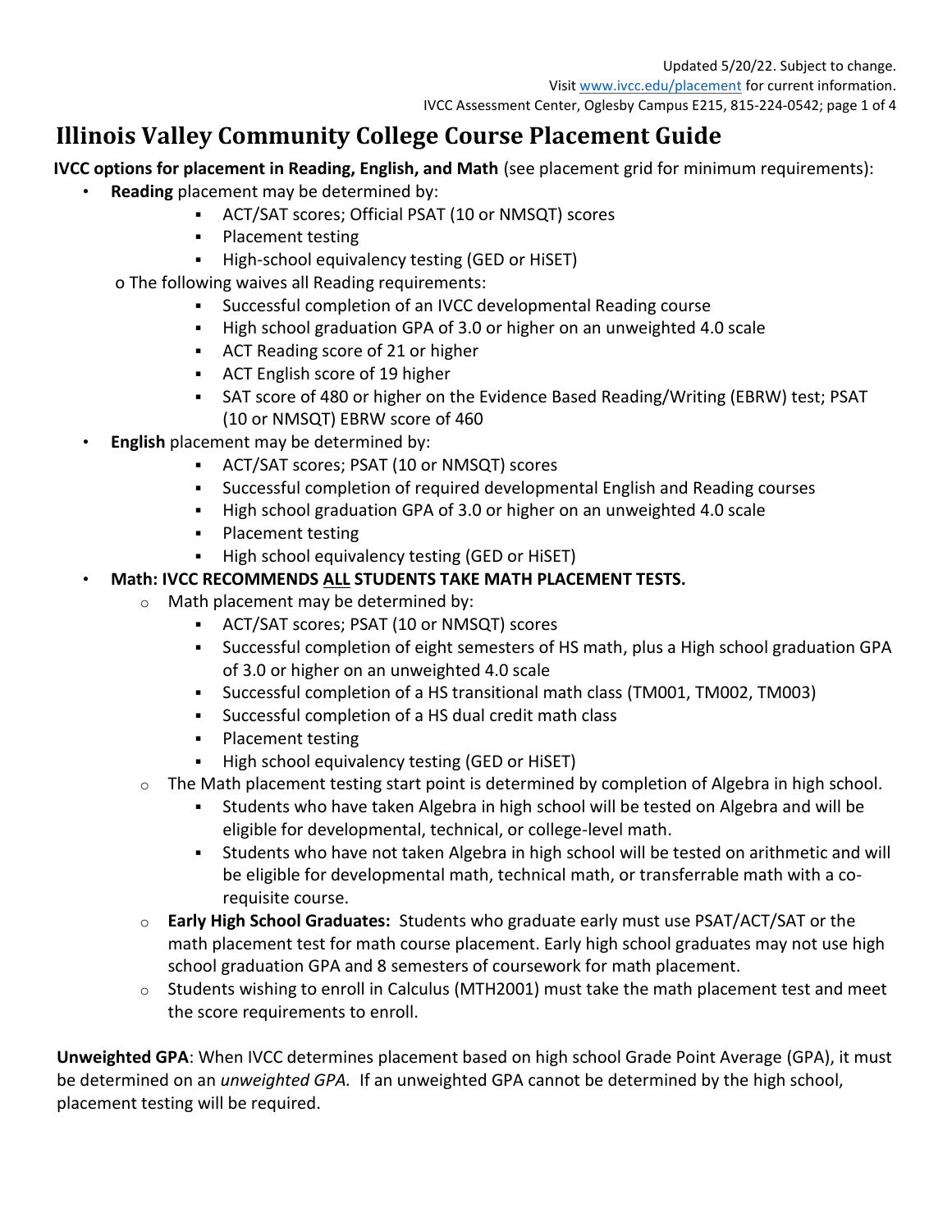Updated 5/20/22. Subject to change.
Visit www.ivcc.edu/placement for current information.
IVCC Assessment Center, Oglesby Campus E215, 815-224-0542

# Illinois Valley Community College Course Placement Guide

**IVCC options for placement in Reading, English, and Math** (see placement grid for minimum requirements):

- **Reading** placement may be determined by:
  - ACT/SAT scores; Official PSAT (10 or NMSQT) scores
  - Placement testing
  - High-school equivalency testing (GED or HiSET)
  - The following waives all Reading requirements:
    - Successful completion of an IVCC developmental Reading course
    - High school graduation GPA of 3.0 or higher on an unweighted 4.0 scale
    - ACT Reading score of 21 or higher
    - ACT English score of 19 higher
    - SAT score of 480 or higher on the Evidence Based Reading/Writing (EBRW) test; PSAT (10 or NMSQT) EBRW score of 460
- **English** placement may be determined by:
  - ACT/SAT scores; PSAT (10 or NMSQT) scores
  - Successful completion of required developmental English and Reading courses
  - High school graduation GPA of 3.0 or higher on an unweighted 4.0 scale
  - Placement testing
  - High school equivalency testing (GED or HiSET)
- **Math: IVCC RECOMMENDS <u>ALL</u> STUDENTS TAKE MATH PLACEMENT TESTS.**
  - Math placement may be determined by:
    - ACT/SAT scores; PSAT (10 or NMSQT) scores
    - Successful completion of eight semesters of HS math, plus a High school graduation GPA of 3.0 or higher on an unweighted 4.0 scale
    - Successful completion of a HS transitional math class (TM001, TM002, TM003)
    - Successful completion of a HS dual credit math class
    - Placement testing
    - High school equivalency testing (GED or HiSET)
  - The Math placement testing start point is determined by completion of Algebra in high school.
    - Students who have taken Algebra in high school will be tested on Algebra and will be eligible for developmental, technical, or college-level math.
    - Students who have not taken Algebra in high school will be tested on arithmetic and will be eligible for developmental math, technical math, or transferrable math with a co-requisite course.
  - **Early High School Graduates:** Students who graduate early must use PSAT/ACT/SAT or the math placement test for math course placement. Early high school graduates may not use high school graduation GPA and 8 semesters of coursework for math placement.
  - Students wishing to enroll in Calculus (MTH2001) must take the math placement test and meet the score requirements to enroll.

**Unweighted GPA**: When IVCC determines placement based on high school Grade Point Average (GPA), it must be determined on an *unweighted GPA.* If an unweighted GPA cannot be determined by the high school, placement testing will be required.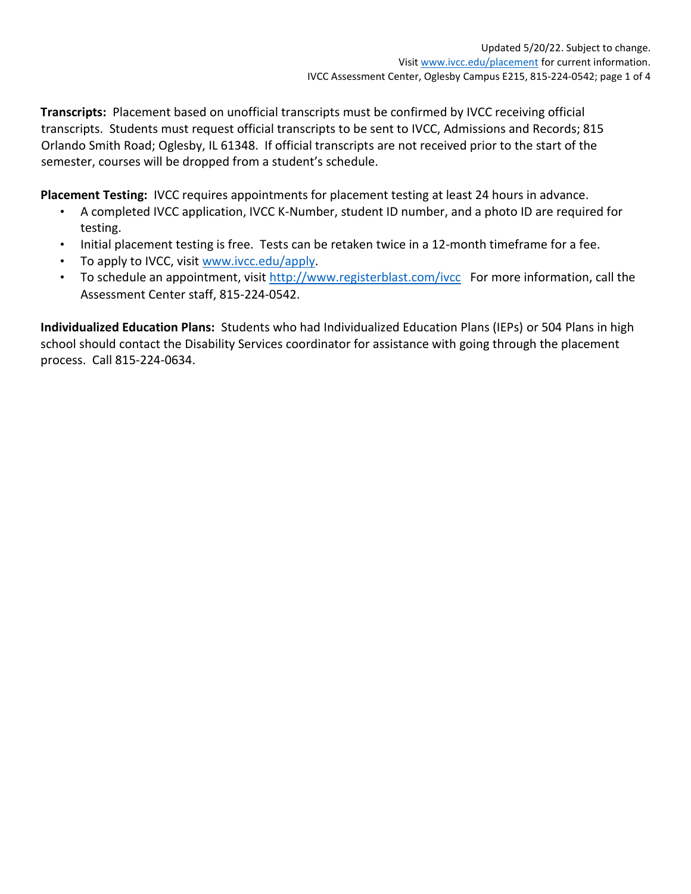**Transcripts:** Placement based on unofficial transcripts must be confirmed by IVCC receiving official transcripts. Students must request official transcripts to be sent to IVCC, Admissions and Records; 815 Orlando Smith Road; Oglesby, IL 61348. If official transcripts are not received prior to the start of the semester, courses will be dropped from a student's schedule.

**Placement Testing:** IVCC requires appointments for placement testing at least 24 hours in advance.

- A completed IVCC application, IVCC K-Number, student ID number, and a photo ID are required for testing.
- Initial placement testing is free. Tests can be retaken twice in a 12-month timeframe for a fee.
- To apply to IVCC, visit www.ivcc.edu/apply.
- To schedule an appointment, visit http://www.registerblast.com/ivcc For more information, call the Assessment Center staff, 815-224-0542.

**Individualized Education Plans:** Students who had Individualized Education Plans (IEPs) or 504 Plans in high school should contact the Disability Services coordinator for assistance with going through the placement process. Call 815-224-0634.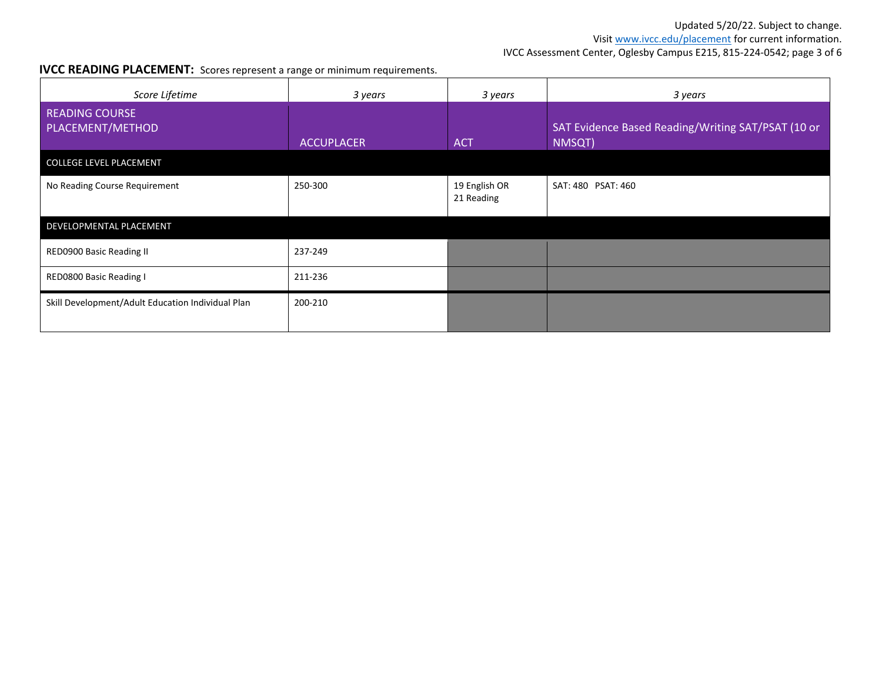**IVCC READING PLACEMENT:** Scores represent a range or minimum requirements.

| *Score Lifetime* | *3 years* | *3 years* | *3 years* |
|---|---|---|---|
| READING COURSE PLACEMENT/METHOD | ACCUPLACER | ACT | SAT Evidence Based Reading/Writing SAT/PSAT (10 or NMSQT) |
| COLLEGE LEVEL PLACEMENT | | | |
| No Reading Course Requirement | 250-300 | 19 English OR 21 Reading | SAT: 480 PSAT: 460 |
| DEVELOPMENTAL PLACEMENT | | | |
| RED0900 Basic Reading II | 237-249 | | |
| RED0800 Basic Reading I | 211-236 | | |
| Skill Development/Adult Education Individual Plan | 200-210 | | |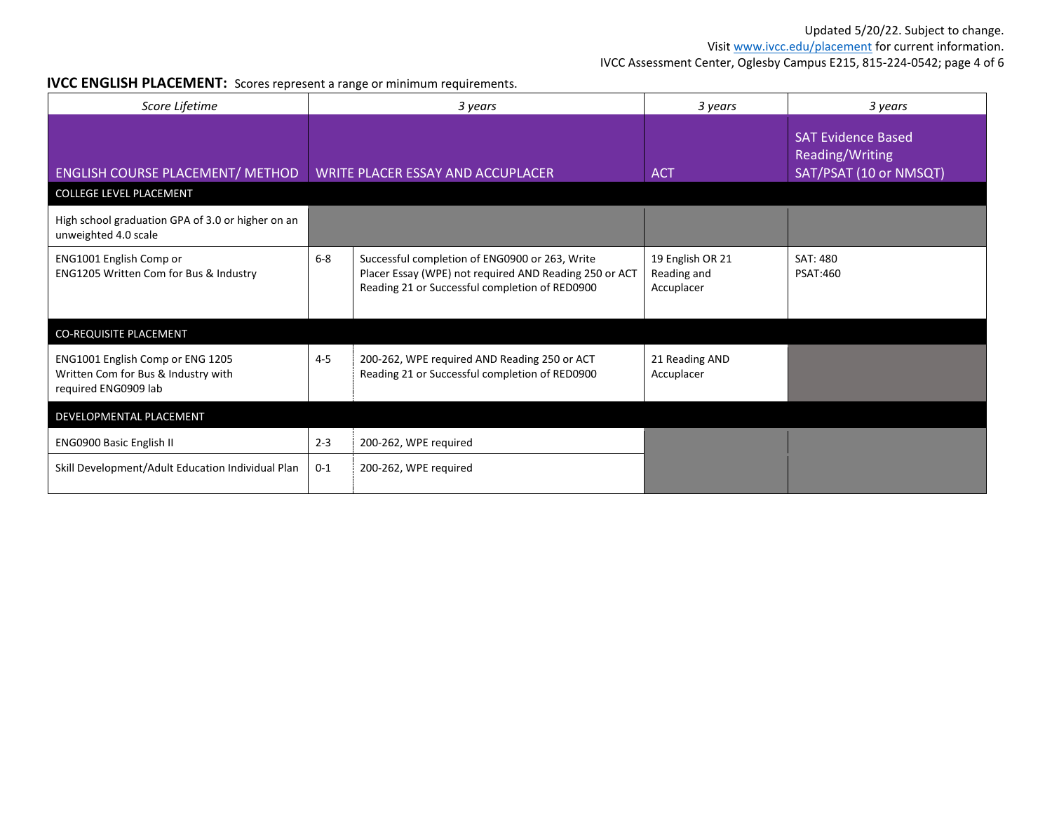**IVCC ENGLISH PLACEMENT:** Scores represent a range or minimum requirements.

| *Score Lifetime* | *3 years* | | *3 years* | *3 years* |
|---|---|---|---|---|
| ENGLISH COURSE PLACEMENT/ METHOD | WRITE PLACER ESSAY AND ACCUPLACER | | ACT | SAT Evidence Based Reading/Writing SAT/PSAT (10 or NMSQT) |
| COLLEGE LEVEL PLACEMENT | | | | |
| High school graduation GPA of 3.0 or higher on an unweighted 4.0 scale | | | | |
| ENG1001 English Comp or ENG1205 Written Com for Bus & Industry | 6-8 | Successful completion of ENG0900 or 263, Write Placer Essay (WPE) not required AND Reading 250 or ACT Reading 21 or Successful completion of RED0900 | 19 English OR 21 Reading and Accuplacer | SAT: 480 PSAT:460 |
| CO-REQUISITE PLACEMENT | | | | |
| ENG1001 English Comp or ENG 1205 Written Com for Bus & Industry with required ENG0909 lab | 4-5 | 200-262, WPE required AND Reading 250 or ACT Reading 21 or Successful completion of RED0900 | 21 Reading AND Accuplacer | |
| DEVELOPMENTAL PLACEMENT | | | | |
| ENG0900 Basic English II | 2-3 | 200-262, WPE required | | |
| Skill Development/Adult Education Individual Plan | 0-1 | 200-262, WPE required | | |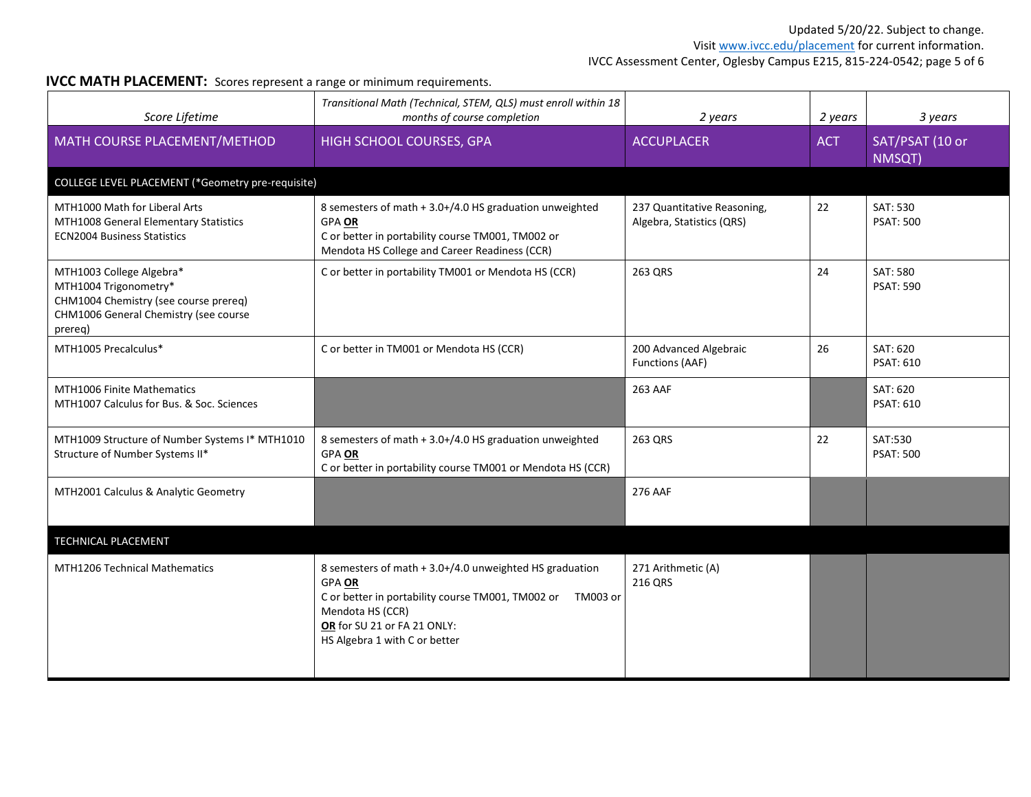## IVCC MATH PLACEMENT: Scores represent a range or minimum requirements.

| *Score Lifetime* | *Transitional Math (Technical, STEM, QLS) must enroll within 18 months of course completion* | *2 years* | *2 years* | *3 years* |
|---|---|---|---|---|
| MATH COURSE PLACEMENT/METHOD | HIGH SCHOOL COURSES, GPA | ACCUPLACER | ACT | SAT/PSAT (10 or NMSQT) |
| COLLEGE LEVEL PLACEMENT (*Geometry pre-requisite) | | | | |
| MTH1000 Math for Liberal Arts<br>MTH1008 General Elementary Statistics<br>ECN2004 Business Statistics | 8 semesters of math + 3.0+/4.0 HS graduation unweighted GPA **OR**<br>C or better in portability course TM001, TM002 or Mendota HS College and Career Readiness (CCR) | 237 Quantitative Reasoning, Algebra, Statistics (QRS) | 22 | SAT: 530<br>PSAT: 500 |
| MTH1003 College Algebra*<br>MTH1004 Trigonometry*<br>CHM1004 Chemistry (see course prereq)<br>CHM1006 General Chemistry (see course prereq) | C or better in portability TM001 or Mendota HS (CCR) | 263 QRS | 24 | SAT: 580<br>PSAT: 590 |
| MTH1005 Precalculus* | C or better in TM001 or Mendota HS (CCR) | 200 Advanced Algebraic Functions (AAF) | 26 | SAT: 620<br>PSAT: 610 |
| MTH1006 Finite Mathematics<br>MTH1007 Calculus for Bus. & Soc. Sciences | | 263 AAF | | SAT: 620<br>PSAT: 610 |
| MTH1009 Structure of Number Systems I* MTH1010 Structure of Number Systems II* | 8 semesters of math + 3.0+/4.0 HS graduation unweighted GPA **OR**<br>C or better in portability course TM001 or Mendota HS (CCR) | 263 QRS | 22 | SAT:530<br>PSAT: 500 |
| MTH2001 Calculus & Analytic Geometry | | 276 AAF | | |
| TECHNICAL PLACEMENT | | | | |
| MTH1206 Technical Mathematics | 8 semesters of math + 3.0+/4.0 unweighted HS graduation GPA **OR**<br>C or better in portability course TM001, TM002 or TM003 or Mendota HS (CCR)<br>**OR** for SU 21 or FA 21 ONLY:<br>HS Algebra 1 with C or better | 271 Arithmetic (A)<br>216 QRS | | |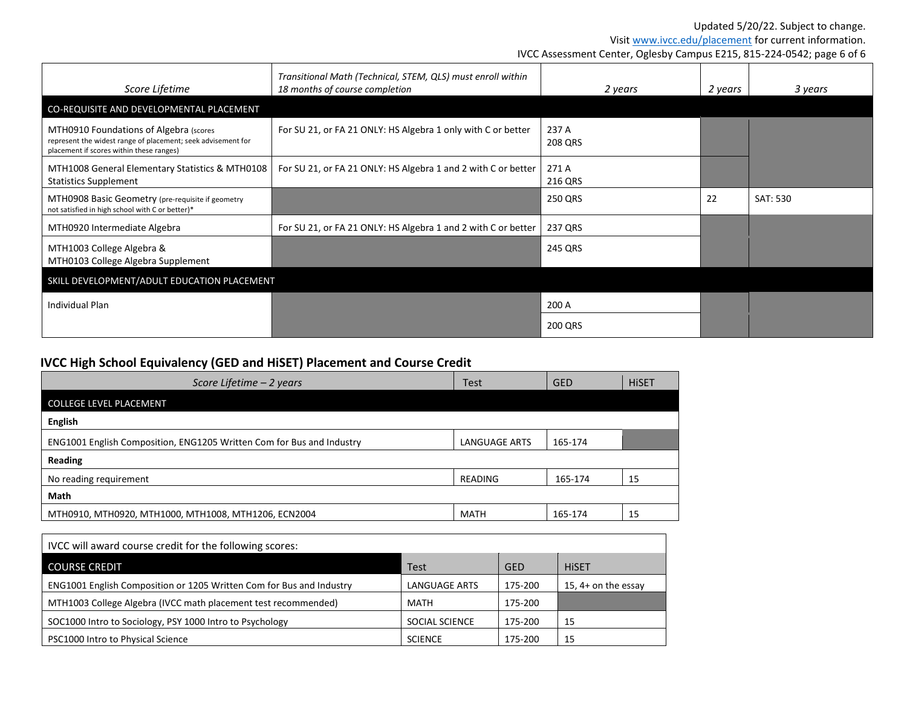Updated 5/20/22. Subject to change.
Visit www.ivcc.edu/placement for current information.
IVCC Assessment Center, Oglesby Campus E215, 815-224-0542

| *Score Lifetime* | *Transitional Math (Technical, STEM, QLS) must enroll within 18 months of course completion* | *2 years* | *2 years* | *3 years* |
|---|---|---|---|---|
| CO-REQUISITE AND DEVELOPMENTAL PLACEMENT | | | | |
| MTH0910 Foundations of Algebra (scores represent the widest range of placement; seek advisement for placement if scores within these ranges) | For SU 21, or FA 21 ONLY: HS Algebra 1 only with C or better | 237 A<br>208 QRS | | |
| MTH1008 General Elementary Statistics & MTH0108 Statistics Supplement | For SU 21, or FA 21 ONLY: HS Algebra 1 and 2 with C or better | 271 A<br>216 QRS | | |
| MTH0908 Basic Geometry (pre-requisite if geometry not satisfied in high school with C or better)* | | 250 QRS | 22 | SAT: 530 |
| MTH0920 Intermediate Algebra | For SU 21, or FA 21 ONLY: HS Algebra 1 and 2 with C or better | 237 QRS | | |
| MTH1003 College Algebra & MTH0103 College Algebra Supplement | | 245 QRS | | |
| SKILL DEVELOPMENT/ADULT EDUCATION PLACEMENT | | | | |
| Individual Plan | | 200 A<br>200 QRS | | |

## IVCC High School Equivalency (GED and HiSET) Placement and Course Credit

| *Score Lifetime – 2 years* | Test | GED | HiSET |
|---|---|---|---|
| COLLEGE LEVEL PLACEMENT | | | |
| **English** | | | |
| ENG1001 English Composition, ENG1205 Written Com for Bus and Industry | LANGUAGE ARTS | 165-174 | |
| **Reading** | | | |
| No reading requirement | READING | 165-174 | 15 |
| **Math** | | | |
| MTH0910, MTH0920, MTH1000, MTH1008, MTH1206, ECN2004 | MATH | 165-174 | 15 |

IVCC will award course credit for the following scores:

| COURSE CREDIT | Test | GED | HiSET |
|---|---|---|---|
| ENG1001 English Composition or 1205 Written Com for Bus and Industry | LANGUAGE ARTS | 175-200 | 15, 4+ on the essay |
| MTH1003 College Algebra (IVCC math placement test recommended) | MATH | 175-200 | |
| SOC1000 Intro to Sociology, PSY 1000 Intro to Psychology | SOCIAL SCIENCE | 175-200 | 15 |
| PSC1000 Intro to Physical Science | SCIENCE | 175-200 | 15 |